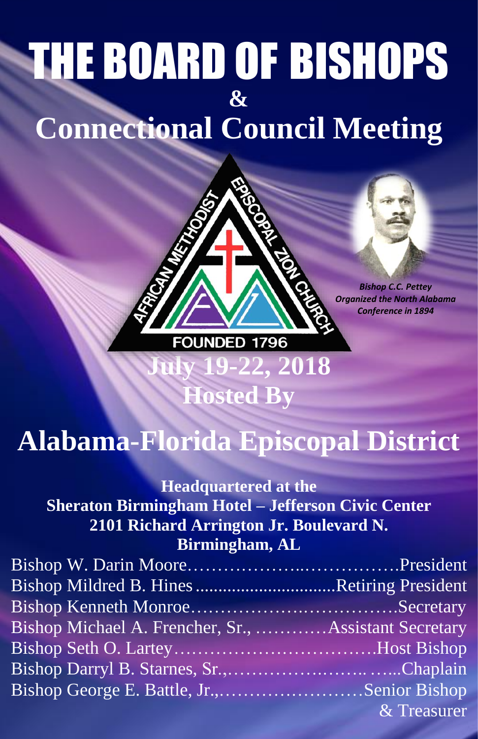# THE BOARD OF BISHOPS

**&**

# Connectional Council Meeting

AFRICAN METHODIST EPISCOPAL ZION CHURCH

FOUNDED 1796

***Bishop C.C. Pettey***
***Organized the North Alabama Conference in 1894***

## July 19-22, 2018

## Hosted By

# Alabama-Florida Episcopal District

**Headquartered at the**
**Sheraton Birmingham Hotel – Jefferson Civic Center**
**2101 Richard Arrington Jr. Boulevard N.**
**Birmingham, AL**

Bishop W. Darin Moore……………….……………President
Bishop Mildred B. Hines ..............................Retiring President
Bishop Kenneth Monroe…………………….………Secretary
Bishop Michael A. Frencher, Sr., …………Assistant Secretary
Bishop Seth O. Lartey……………………………Host Bishop
Bishop Darryl B. Starnes, Sr.,…………….…….. …...Chaplain
Bishop George E. Battle, Jr.,……………………Senior Bishop & Treasurer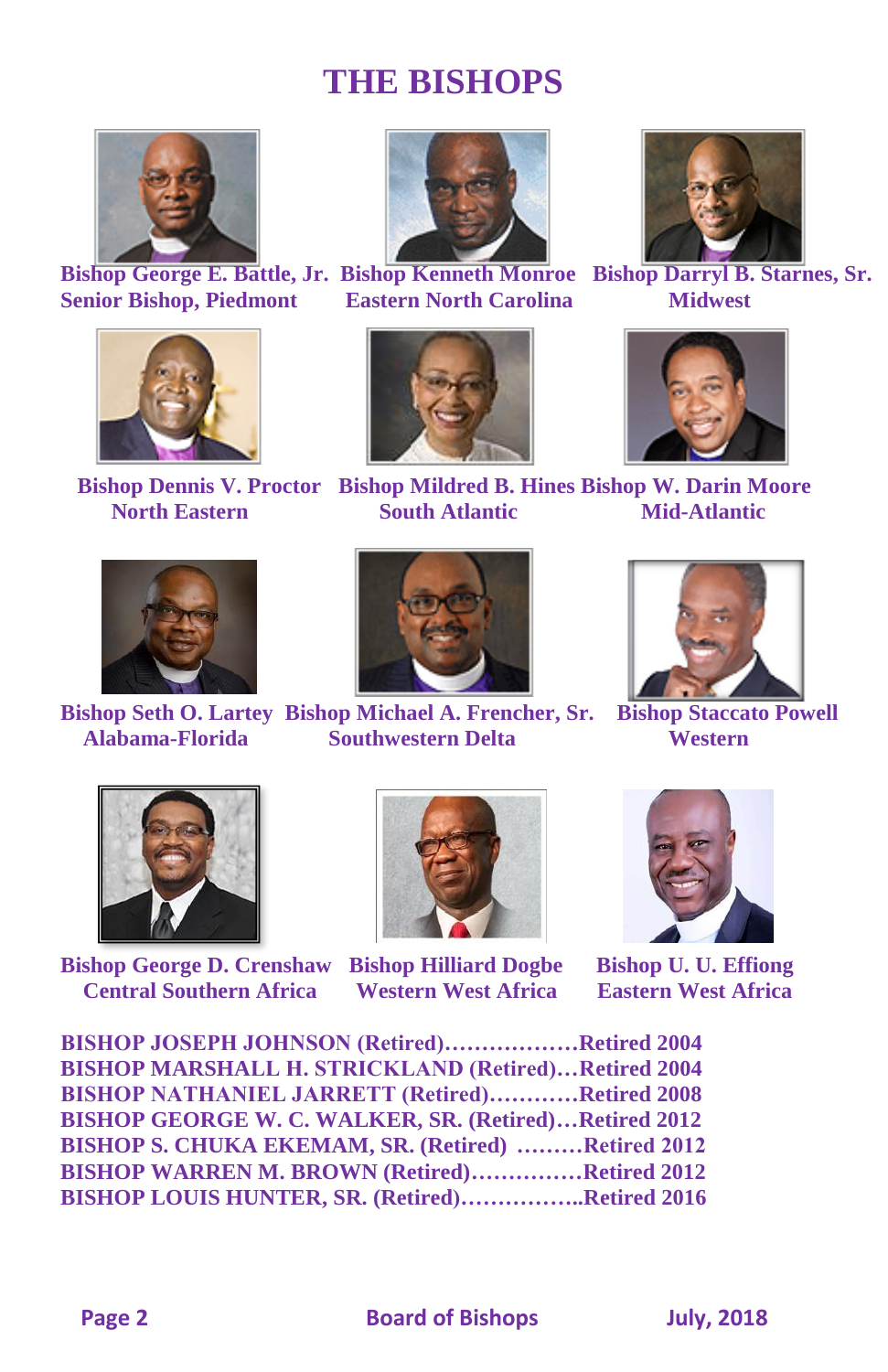# THE BISHOPS

**Bishop George E. Battle, Jr.**
**Senior Bishop, Piedmont**

**Bishop Kenneth Monroe**
**Eastern North Carolina**

**Bishop Darryl B. Starnes, Sr.**
**Midwest**

**Bishop Dennis V. Proctor**
**North Eastern**

**Bishop Mildred B. Hines**
**South Atlantic**

**Bishop W. Darin Moore**
**Mid-Atlantic**

**Bishop Seth O. Lartey**
**Alabama-Florida**

**Bishop Michael A. Frencher, Sr.**
**Southwestern Delta**

**Bishop Staccato Powell**
**Western**

**Bishop George D. Crenshaw**
**Central Southern Africa**

**Bishop Hilliard Dogbe**
**Western West Africa**

**Bishop U. U. Effiong**
**Eastern West Africa**

**BISHOP JOSEPH JOHNSON (Retired)………………Retired 2004**
**BISHOP MARSHALL H. STRICKLAND (Retired)…Retired 2004**
**BISHOP NATHANIEL JARRETT (Retired)…………Retired 2008**
**BISHOP GEORGE W. C. WALKER, SR. (Retired)…Retired 2012**
**BISHOP S. CHUKA EKEMAM, SR. (Retired) ………Retired 2012**
**BISHOP WARREN M. BROWN (Retired)……………Retired 2012**
**BISHOP LOUIS HUNTER, SR. (Retired)……………..Retired 2016**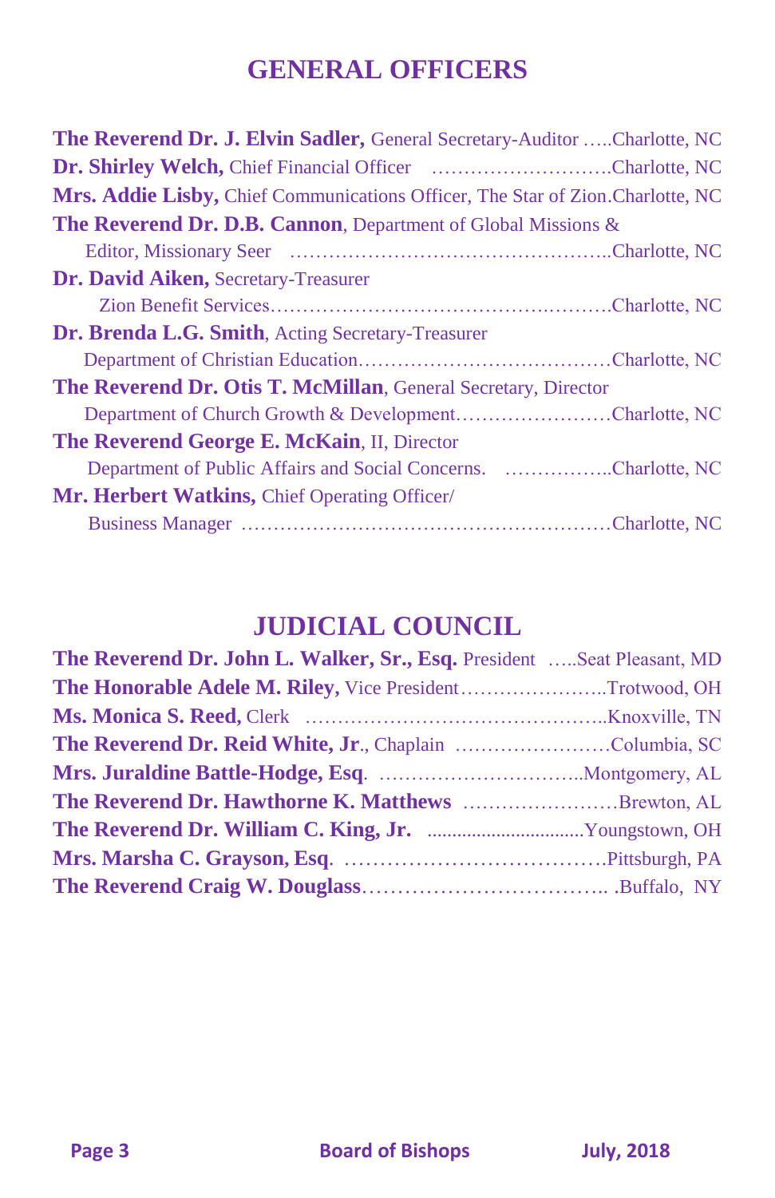## GENERAL OFFICERS

**The Reverend Dr. J. Elvin Sadler,** General Secretary-Auditor …..Charlotte, NC
**Dr. Shirley Welch,** Chief Financial Officer ……………………….Charlotte, NC
**Mrs. Addie Lisby,** Chief Communications Officer, The Star of Zion.Charlotte, NC
**The Reverend Dr. D.B. Cannon**, Department of Global Missions & Editor, Missionary Seer ………………………………………..Charlotte, NC
**Dr. David Aiken,** Secretary-Treasurer Zion Benefit Services……………………………………….……….Charlotte, NC
**Dr. Brenda L.G. Smith**, Acting Secretary-Treasurer Department of Christian Education…………………………………Charlotte, NC
**The Reverend Dr. Otis T. McMillan**, General Secretary, Director Department of Church Growth & Development……………………Charlotte, NC
**The Reverend George E. McKain**, II, Director Department of Public Affairs and Social Concerns. ……………..Charlotte, NC
**Mr. Herbert Watkins,** Chief Operating Officer/ Business Manager …………………………………………………Charlotte, NC

## JUDICIAL COUNCIL

**The Reverend Dr. John L. Walker, Sr., Esq.** President …..Seat Pleasant, MD
**The Honorable Adele M. Riley,** Vice President…………………..Trotwood, OH
**Ms. Monica S. Reed,** Clerk ………………………………………..Knoxville, TN
**The Reverend Dr. Reid White, Jr**., Chaplain ……………………Columbia, SC
**Mrs. Juraldine Battle-Hodge, Esq**. …………………………..Montgomery, AL
**The Reverend Dr. Hawthorne K. Matthews** ……………………Brewton, AL
**The Reverend Dr. William C. King, Jr.** ...............................Youngstown, OH
**Mrs. Marsha C. Grayson, Esq**. ………………………………Pittsburgh, PA
**The Reverend Craig W. Douglass**…………………………….. .Buffalo, NY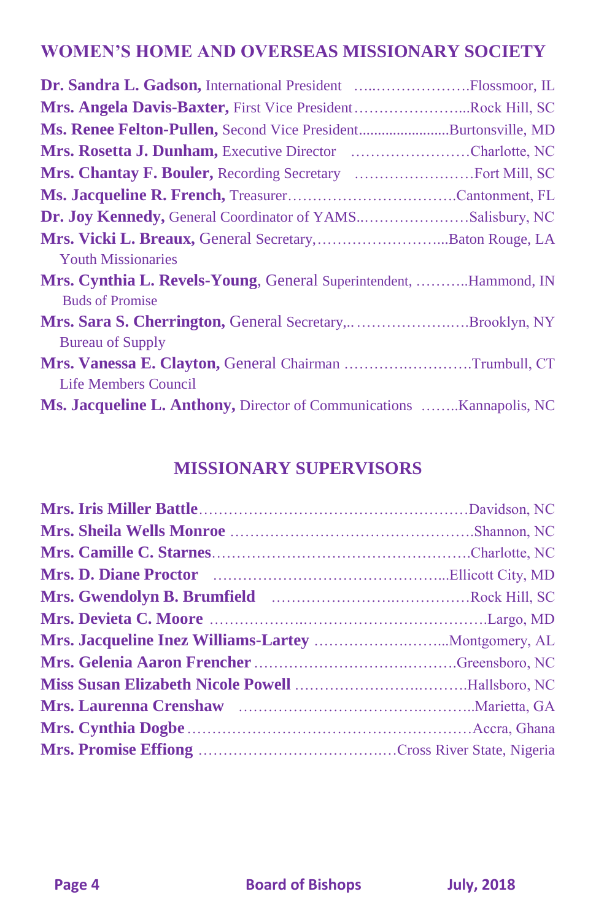## WOMEN'S HOME AND OVERSEAS MISSIONARY SOCIETY

**Dr. Sandra L. Gadson,** International President ……………………Flossmoor, IL
**Mrs. Angela Davis-Baxter,** First Vice President…………………...Rock Hill, SC
**Ms. Renee Felton-Pullen,** Second Vice President.......................Burtonsville, MD
**Mrs. Rosetta J. Dunham,** Executive Director ……………………Charlotte, NC
**Mrs. Chantay F. Bouler,** Recording Secretary ……………………Fort Mill, SC
**Ms. Jacqueline R. French,** Treasurer…………………………….Cantonment, FL
**Dr. Joy Kennedy,** General Coordinator of YAMS..…………………Salisbury, NC
**Mrs. Vicki L. Breaux,** General Secretary,……………………...Baton Rouge, LA
Youth Missionaries
**Mrs. Cynthia L. Revels-Young**, General Superintendent, ………..Hammond, IN
Buds of Promise
**Mrs. Sara S. Cherrington,** General Secretary,..…………………..…Brooklyn, NY
Bureau of Supply
**Mrs. Vanessa E. Clayton,** General Chairman ……………………….Trumbull, CT
Life Members Council
**Ms. Jacqueline L. Anthony,** Director of Communications ……..Kannapolis, NC

## MISSIONARY SUPERVISORS

**Mrs. Iris Miller Battle**………………………………………………Davidson, NC
**Mrs. Sheila Wells Monroe** ………………………………………….Shannon, NC
**Mrs. Camille C. Starnes**…………………………………………….Charlotte, NC
**Mrs. D. Diane Proctor** ………………………………………...Ellicott City, MD
**Mrs. Gwendolyn B. Brumfield** …………………….……………Rock Hill, SC
**Mrs. Devieta C. Moore** ………………..……………………………Largo, MD
**Mrs. Jacqueline Inez Williams-Lartey** …………………….…...Montgomery, AL
**Mrs. Gelenia Aaron Frencher** …………………………….………Greensboro, NC
**Miss Susan Elizabeth Nicole Powell** …………………..………Hallsboro, NC
**Mrs. Laurenna Crenshaw** ……………………………..………..Marietta, GA
**Mrs. Cynthia Dogbe**…………………………………………………Accra, Ghana
**Mrs. Promise Effiong** ………………………………….Cross River State, Nigeria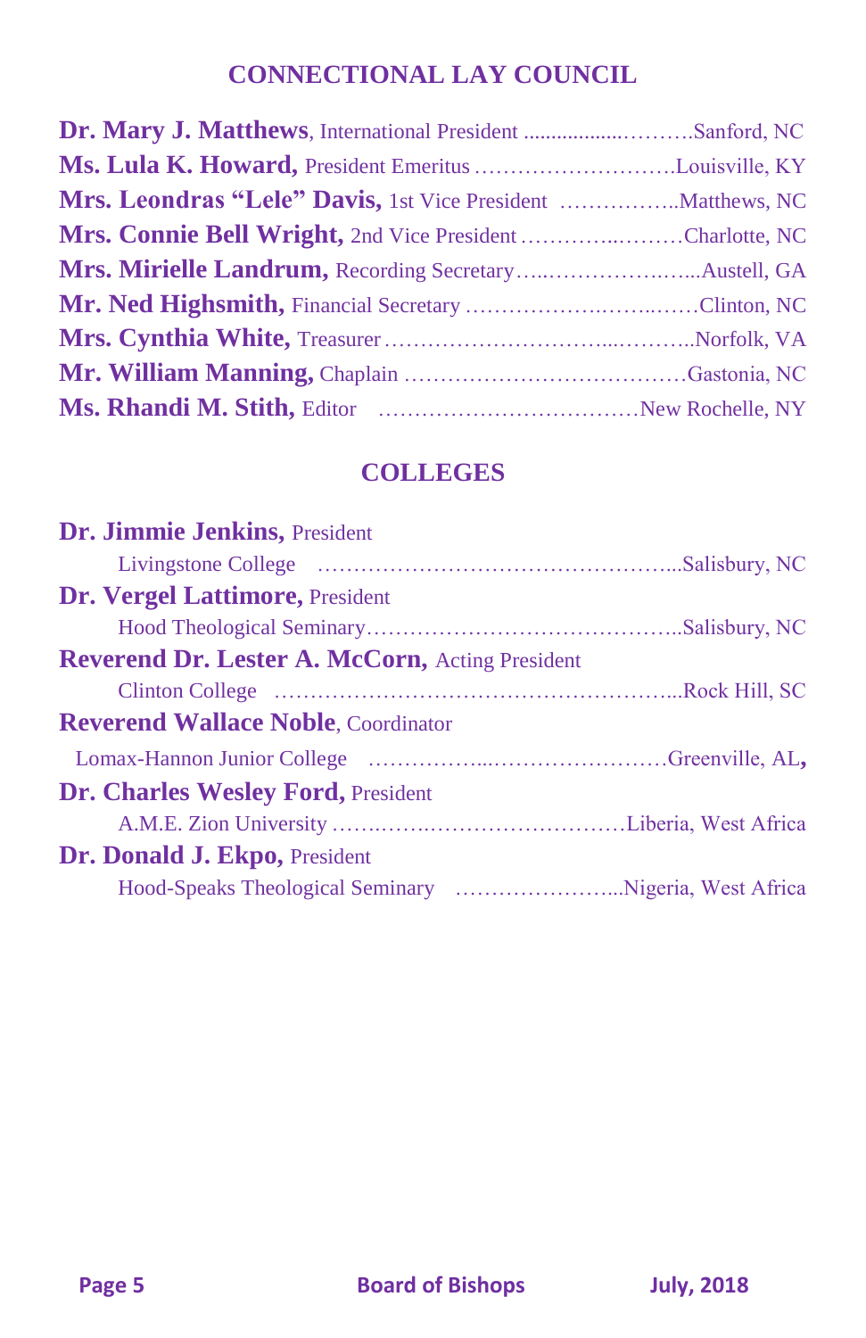## CONNECTIONAL LAY COUNCIL

**Dr. Mary J. Matthews**, International President ..................……….Sanford, NC
**Ms. Lula K. Howard,** President Emeritus ……………………….Louisville, KY
**Mrs. Leondras "Lele" Davis,** 1st Vice President ……………..Matthews, NC
**Mrs. Connie Bell Wright,** 2nd Vice President …………..………Charlotte, NC
**Mrs. Mirielle Landrum,** Recording Secretary…..……………..…..Austell, GA
**Mr. Ned Highsmith,** Financial Secretary ……………….……..……Clinton, NC
**Mrs. Cynthia White,** Treasurer ………………………...………..Norfolk, VA
**Mr. William Manning,** Chaplain …………………………………Gastonia, NC
**Ms. Rhandi M. Stith,** Editor ………………………………New Rochelle, NY

## COLLEGES

**Dr. Jimmie Jenkins,** President
Livingstone College …………………………………………...Salisbury, NC

**Dr. Vergel Lattimore,** President
Hood Theological Seminary……………………………………..Salisbury, NC

**Reverend Dr. Lester A. McCorn,** Acting President
Clinton College …………………………………………………...Rock Hill, SC

**Reverend Wallace Noble**, Coordinator
Lomax-Hannon Junior College ……………...……………………Greenville, AL,

**Dr. Charles Wesley Ford,** President
A.M.E. Zion University …….……..………………………Liberia, West Africa

**Dr. Donald J. Ekpo,** President
Hood-Speaks Theological Seminary …………………...Nigeria, West Africa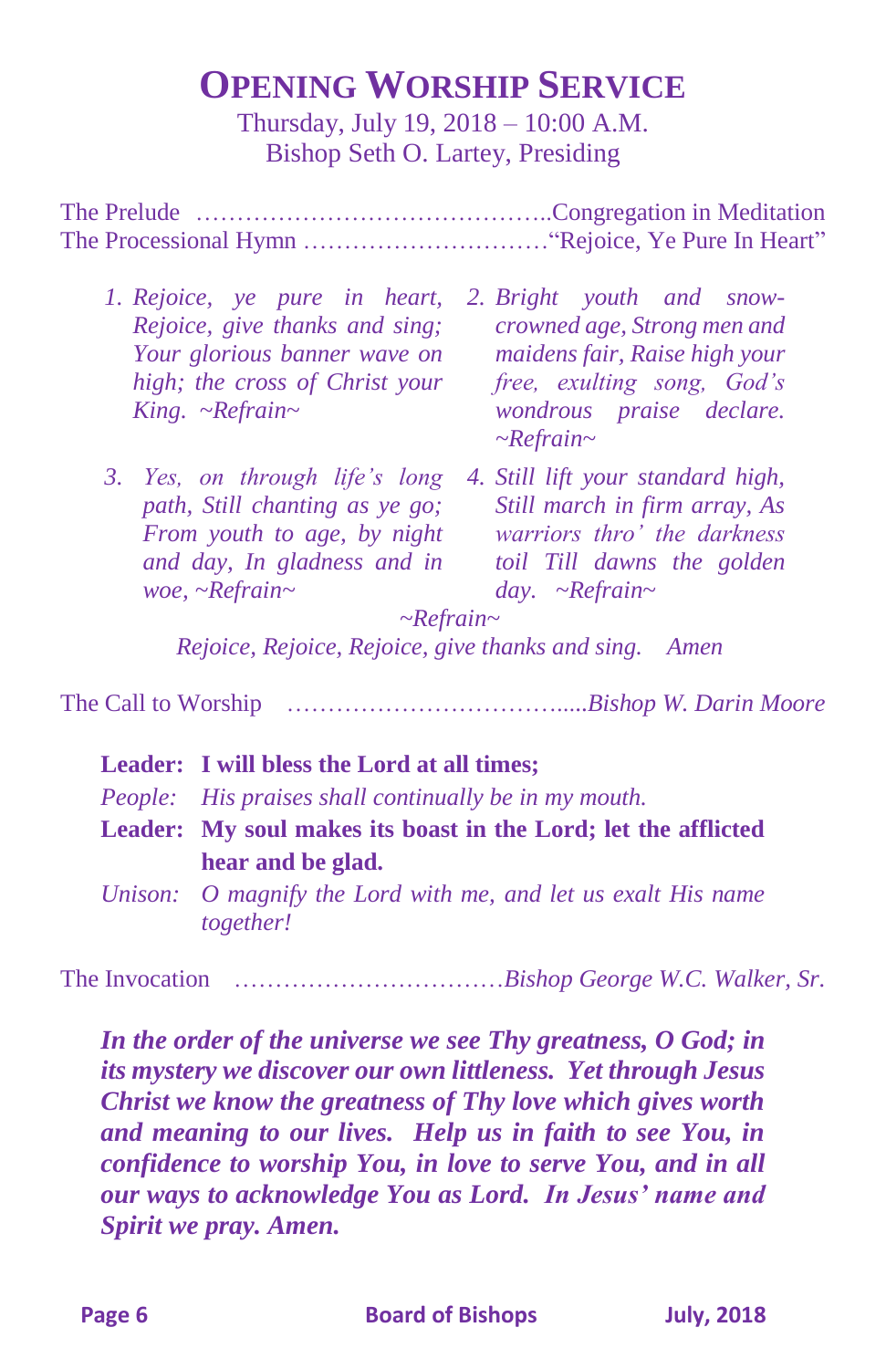# Opening Worship Service

Thursday, July 19, 2018 – 10:00 A.M.
Bishop Seth O. Lartey, Presiding

The Prelude ……………………………………..Congregation in Meditation
The Processional Hymn …………………………"Rejoice, Ye Pure In Heart"

1. *Rejoice, ye pure in heart, Rejoice, give thanks and sing; Your glorious banner wave on high; the cross of Christ your King. ~Refrain~*
2. *Bright youth and snow-crowned age, Strong men and maidens fair, Raise high your free, exulting song, God's wondrous praise declare. ~Refrain~*
3. *Yes, on through life's long path, Still chanting as ye go; From youth to age, by night and day, In gladness and in woe, ~Refrain~*
4. *Still lift your standard high, Still march in firm array, As warriors thro' the darkness toil Till dawns the golden day. ~Refrain~*

*~Refrain~*
*Rejoice, Rejoice, Rejoice, give thanks and sing. Amen*

The Call to Worship …………………………….....*Bishop W. Darin Moore*

**Leader: I will bless the Lord at all times;**
*People: His praises shall continually be in my mouth.*
**Leader: My soul makes its boast in the Lord; let the afflicted hear and be glad.**
*Unison: O magnify the Lord with me, and let us exalt His name together!*

The Invocation ……………………………*Bishop George W.C. Walker, Sr.*

***In the order of the universe we see Thy greatness, O God; in its mystery we discover our own littleness. Yet through Jesus Christ we know the greatness of Thy love which gives worth and meaning to our lives. Help us in faith to see You, in confidence to worship You, in love to serve You, and in all our ways to acknowledge You as Lord. In Jesus' name and Spirit we pray. Amen.***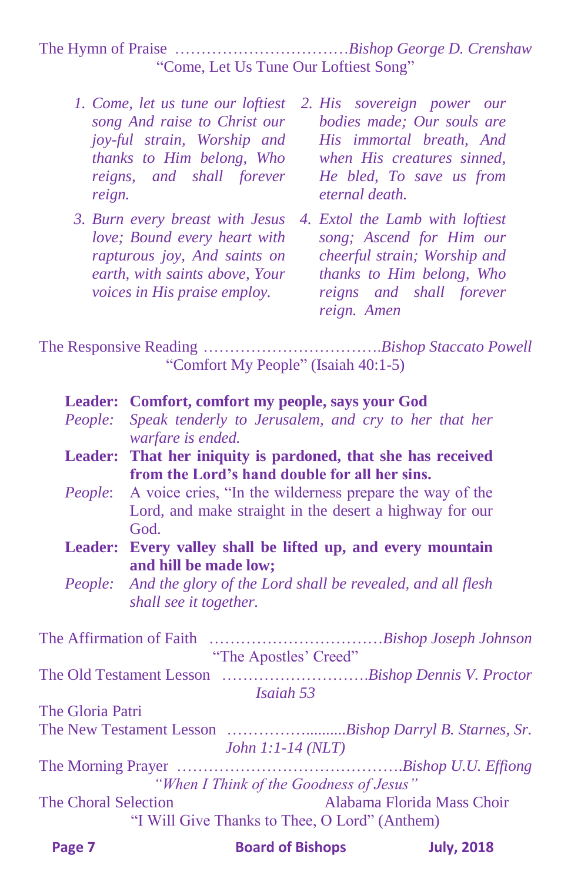The Hymn of Praise ……………………………*Bishop George D. Crenshaw*

"Come, Let Us Tune Our Loftiest Song"

1. *Come, let us tune our loftiest song And raise to Christ our joy-ful strain, Worship and thanks to Him belong, Who reigns, and shall forever reign.*
2. *His sovereign power our bodies made; Our souls are His immortal breath, And when His creatures sinned, He bled, To save us from eternal death.*
3. *Burn every breast with Jesus love; Bound every heart with rapturous joy, And saints on earth, with saints above, Your voices in His praise employ.*
4. *Extol the Lamb with loftiest song; Ascend for Him our cheerful strain; Worship and thanks to Him belong, Who reigns and shall forever reign. Amen*

The Responsive Reading …………………………….*Bishop Staccato Powell*

"Comfort My People" (Isaiah 40:1-5)

**Leader: Comfort, comfort my people, says your God**

*People: Speak tenderly to Jerusalem, and cry to her that her warfare is ended.*

**Leader: That her iniquity is pardoned, that she has received from the Lord's hand double for all her sins.**

*People*: A voice cries, "In the wilderness prepare the way of the Lord, and make straight in the desert a highway for our God.

**Leader: Every valley shall be lifted up, and every mountain and hill be made low;**

*People: And the glory of the Lord shall be revealed, and all flesh shall see it together.*

The Affirmation of Faith ……………………………*Bishop Joseph Johnson*

"The Apostles' Creed"

The Old Testament Lesson ………………………*Bishop Dennis V. Proctor*

*Isaiah 53*

The Gloria Patri

The New Testament Lesson …………….........*Bishop Darryl B. Starnes, Sr.*

*John 1:1-14 (NLT)*

The Morning Prayer …………………………………….*Bishop U.U. Effiong*

*"When I Think of the Goodness of Jesus"*

The Choral Selection Alabama Florida Mass Choir

"I Will Give Thanks to Thee, O Lord" (Anthem)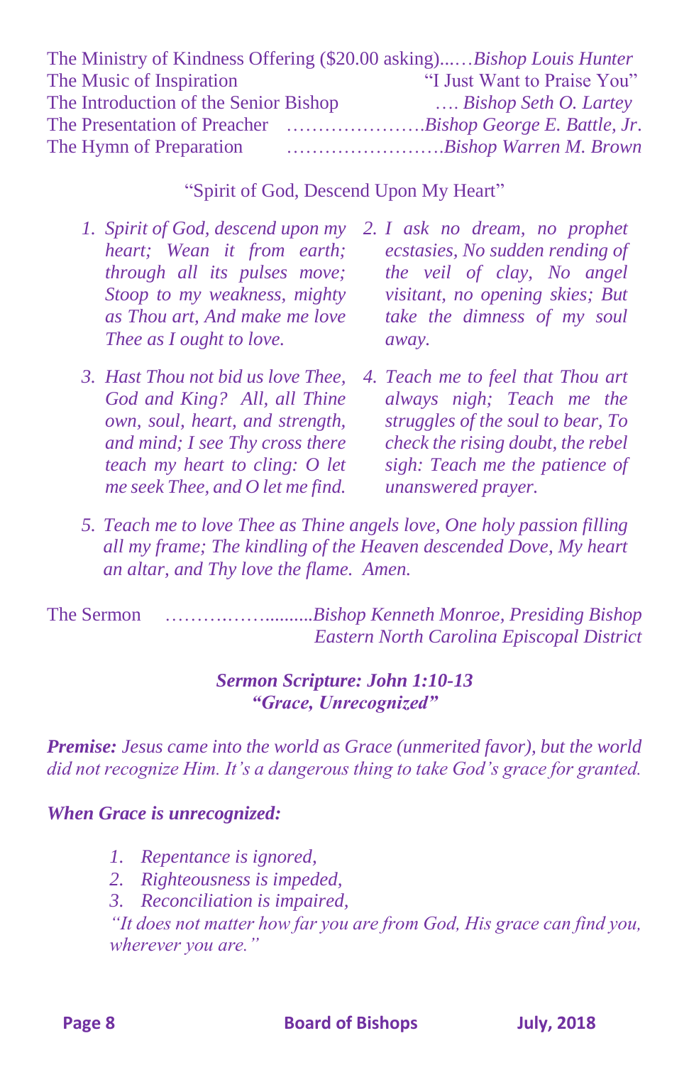The Ministry of Kindness Offering ($20.00 asking)...…*Bishop Louis Hunter*
The Music of Inspiration "I Just Want to Praise You"
The Introduction of the Senior Bishop …. *Bishop Seth O. Lartey*
The Presentation of Preacher ………………….*Bishop George E. Battle, Jr.*
The Hymn of Preparation …………………….*Bishop Warren M. Brown*

"Spirit of God, Descend Upon My Heart"

1. *Spirit of God, descend upon my heart; Wean it from earth; through all its pulses move; Stoop to my weakness, mighty as Thou art, And make me love Thee as I ought to love.*
2. *I ask no dream, no prophet ecstasies, No sudden rending of the veil of clay, No angel visitant, no opening skies; But take the dimness of my soul away.*
3. *Hast Thou not bid us love Thee, God and King? All, all Thine own, soul, heart, and strength, and mind; I see Thy cross there teach my heart to cling: O let me seek Thee, and O let me find.*
4. *Teach me to feel that Thou art always nigh; Teach me the struggles of the soul to bear, To check the rising doubt, the rebel sigh: Teach me the patience of unanswered prayer.*
5. *Teach me to love Thee as Thine angels love, One holy passion filling all my frame; The kindling of the Heaven descended Dove, My heart an altar, and Thy love the flame. Amen.*

The Sermon ……….……..........*Bishop Kenneth Monroe, Presiding Bishop Eastern North Carolina Episcopal District*

***Sermon Scripture: John 1:10-13***
***"Grace, Unrecognized"***

***Premise:*** *Jesus came into the world as Grace (unmerited favor), but the world did not recognize Him. It's a dangerous thing to take God's grace for granted.*

***When Grace is unrecognized:***

1. *Repentance is ignored,*
2. *Righteousness is impeded,*
3. *Reconciliation is impaired,*

*"It does not matter how far you are from God, His grace can find you, wherever you are."*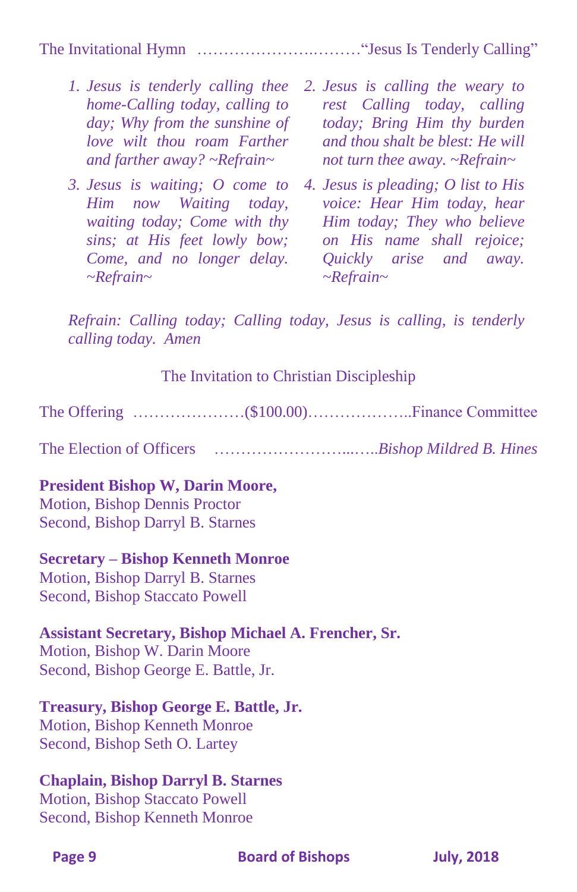The Invitational Hymn ……………………..………"Jesus Is Tenderly Calling"

1. *Jesus is tenderly calling thee home-Calling today, calling to day; Why from the sunshine of love wilt thou roam Farther and farther away? ~Refrain~*
2. *Jesus is calling the weary to rest Calling today, calling today; Bring Him thy burden and thou shalt be blest: He will not turn thee away. ~Refrain~*
3. *Jesus is waiting; O come to Him now Waiting today, waiting today; Come with thy sins; at His feet lowly bow; Come, and no longer delay. ~Refrain~*
4. *Jesus is pleading; O list to His voice: Hear Him today, hear Him today; They who believe on His name shall rejoice; Quickly arise and away. ~Refrain~*

*Refrain: Calling today; Calling today, Jesus is calling, is tenderly calling today. Amen*

The Invitation to Christian Discipleship

The Offering …………………($100.00)………………..Finance Committee

The Election of Officers ……………………...…..*Bishop Mildred B. Hines*

**President Bishop W, Darin Moore,**
Motion, Bishop Dennis Proctor
Second, Bishop Darryl B. Starnes

**Secretary – Bishop Kenneth Monroe**
Motion, Bishop Darryl B. Starnes
Second, Bishop Staccato Powell

**Assistant Secretary, Bishop Michael A. Frencher, Sr.**
Motion, Bishop W. Darin Moore
Second, Bishop George E. Battle, Jr.

**Treasury, Bishop George E. Battle, Jr.**
Motion, Bishop Kenneth Monroe
Second, Bishop Seth O. Lartey

**Chaplain, Bishop Darryl B. Starnes**
Motion, Bishop Staccato Powell
Second, Bishop Kenneth Monroe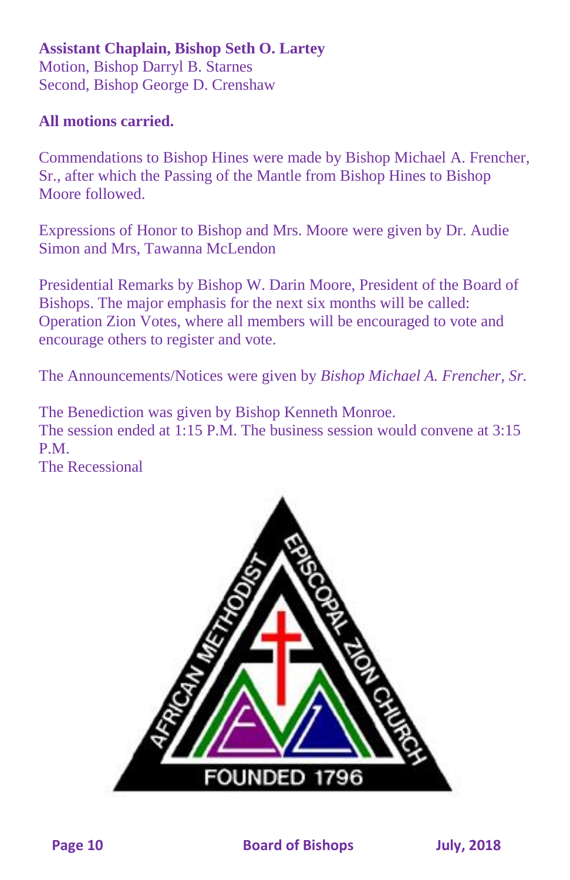**Assistant Chaplain, Bishop Seth O. Lartey**
Motion, Bishop Darryl B. Starnes
Second, Bishop George D. Crenshaw

**All motions carried.**

Commendations to Bishop Hines were made by Bishop Michael A. Frencher, Sr., after which the Passing of the Mantle from Bishop Hines to Bishop Moore followed.

Expressions of Honor to Bishop and Mrs. Moore were given by Dr. Audie Simon and Mrs, Tawanna McLendon

Presidential Remarks by Bishop W. Darin Moore, President of the Board of Bishops. The major emphasis for the next six months will be called: Operation Zion Votes, where all members will be encouraged to vote and encourage others to register and vote.

The Announcements/Notices were given by *Bishop Michael A. Frencher, Sr.*

The Benediction was given by Bishop Kenneth Monroe.
The session ended at 1:15 P.M. The business session would convene at 3:15 P.M.
The Recessional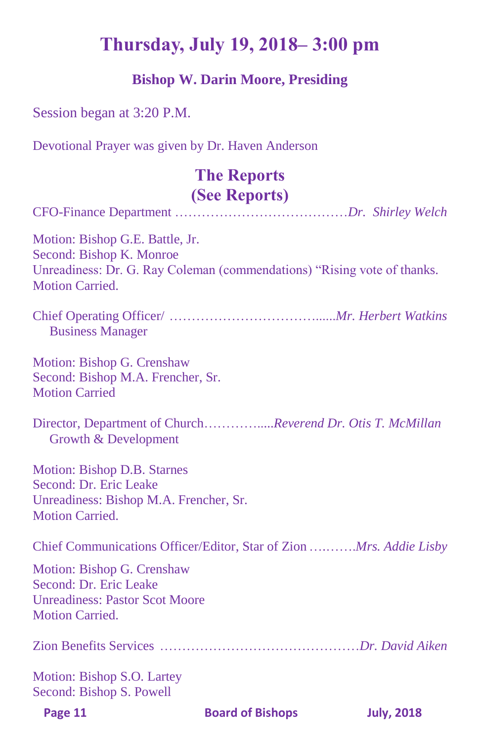# Thursday, July 19, 2018– 3:00 pm

### Bishop W. Darin Moore, Presiding

Session began at 3:20 P.M.

Devotional Prayer was given by Dr. Haven Anderson

## The Reports
## (See Reports)

CFO-Finance Department …………………………………*Dr. Shirley Welch*

Motion: Bishop G.E. Battle, Jr.
Second: Bishop K. Monroe
Unreadiness: Dr. G. Ray Coleman (commendations) "Rising vote of thanks.
Motion Carried.

Chief Operating Officer/ ……………………………......*Mr. Herbert Watkins*
Business Manager

Motion: Bishop G. Crenshaw
Second: Bishop M.A. Frencher, Sr.
Motion Carried

Director, Department of Church…………......*Reverend Dr. Otis T. McMillan*
Growth & Development

Motion: Bishop D.B. Starnes
Second: Dr. Eric Leake
Unreadiness: Bishop M.A. Frencher, Sr.
Motion Carried.

Chief Communications Officer/Editor, Star of Zion ….…….*Mrs. Addie Lisby*

Motion: Bishop G. Crenshaw
Second: Dr. Eric Leake
Unreadiness: Pastor Scot Moore
Motion Carried.

Zion Benefits Services ………………………………………*Dr. David Aiken*

Motion: Bishop S.O. Lartey
Second: Bishop S. Powell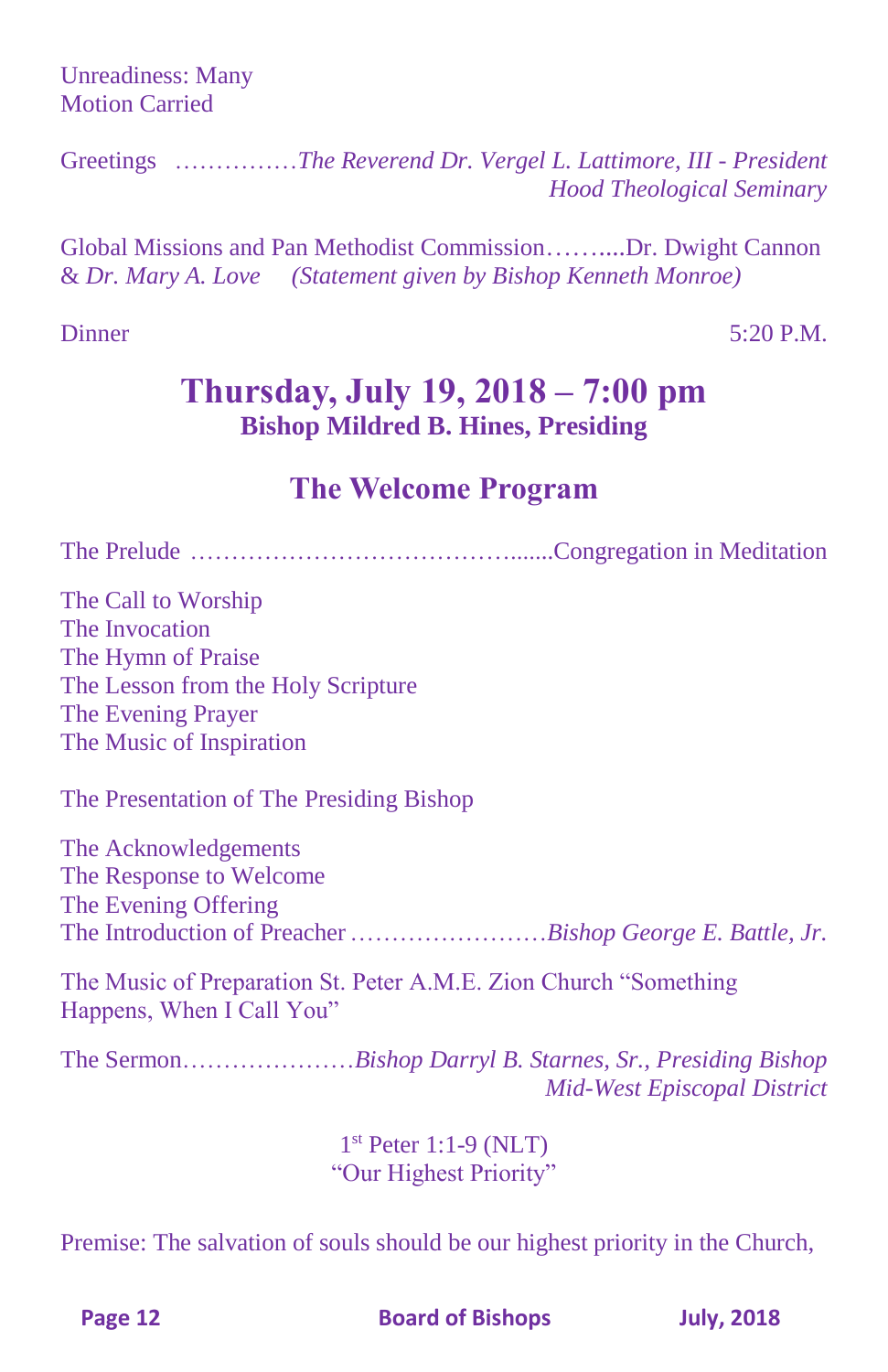Unreadiness: Many
Motion Carried

Greetings ……………*The Reverend Dr. Vergel L. Lattimore, III - President Hood Theological Seminary*

Global Missions and Pan Methodist Commission……....Dr. Dwight Cannon & *Dr. Mary A. Love* *(Statement given by Bishop Kenneth Monroe)*

Dinner 5:20 P.M.

## Thursday, July 19, 2018 – 7:00 pm

**Bishop Mildred B. Hines, Presiding**

## The Welcome Program

The Prelude …………………………………......Congregation in Meditation

The Call to Worship
The Invocation
The Hymn of Praise
The Lesson from the Holy Scripture
The Evening Prayer
The Music of Inspiration

The Presentation of The Presiding Bishop

The Acknowledgements
The Response to Welcome
The Evening Offering
The Introduction of Preacher ……………………*Bishop George E. Battle, Jr.*

The Music of Preparation St. Peter A.M.E. Zion Church "Something Happens, When I Call You"

The Sermon…………………*Bishop Darryl B. Starnes, Sr., Presiding Bishop Mid-West Episcopal District*

1st Peter 1:1-9 (NLT)
"Our Highest Priority"

Premise: The salvation of souls should be our highest priority in the Church,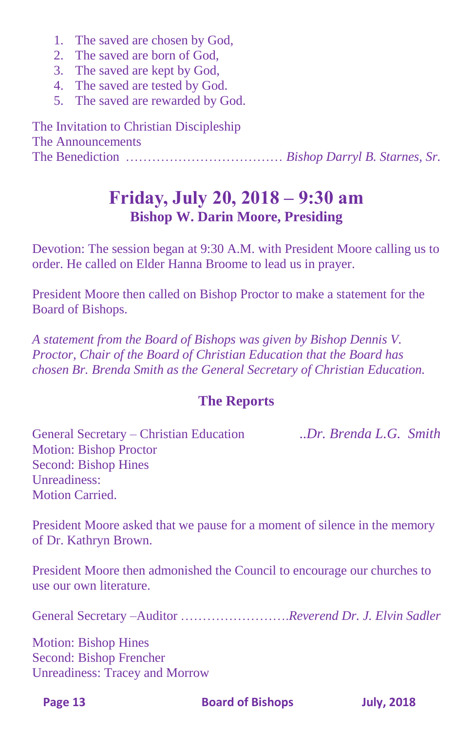1. The saved are chosen by God,
2. The saved are born of God,
3. The saved are kept by God,
4. The saved are tested by God.
5. The saved are rewarded by God.

The Invitation to Christian Discipleship
The Announcements
The Benediction ……………………………… *Bishop Darryl B. Starnes, Sr.*

## Friday, July 20, 2018 – 9:30 am

### Bishop W. Darin Moore, Presiding

Devotion: The session began at 9:30 A.M. with President Moore calling us to order. He called on Elder Hanna Broome to lead us in prayer.

President Moore then called on Bishop Proctor to make a statement for the Board of Bishops.

*A statement from the Board of Bishops was given by Bishop Dennis V. Proctor, Chair of the Board of Christian Education that the Board has chosen Br. Brenda Smith as the General Secretary of Christian Education.*

### The Reports

General Secretary – Christian Education ..*Dr. Brenda L.G. Smith*
Motion: Bishop Proctor
Second: Bishop Hines
Unreadiness:
Motion Carried.

President Moore asked that we pause for a moment of silence in the memory of Dr. Kathryn Brown.

President Moore then admonished the Council to encourage our churches to use our own literature.

General Secretary –Auditor …………………….*Reverend Dr. J. Elvin Sadler*

Motion: Bishop Hines
Second: Bishop Frencher
Unreadiness: Tracey and Morrow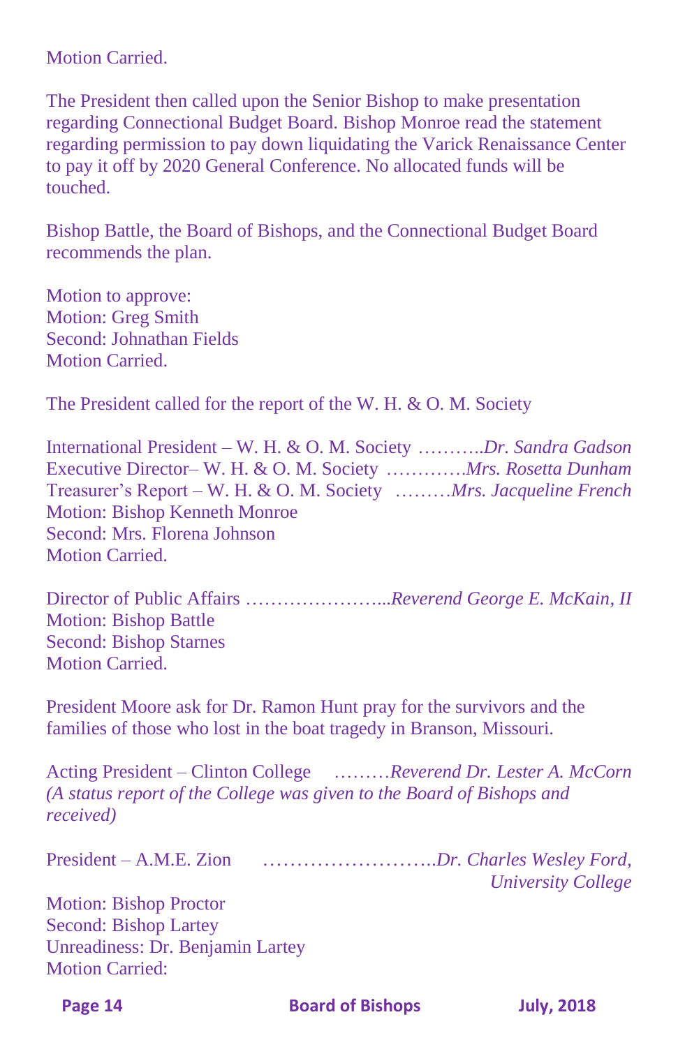Motion Carried.

The President then called upon the Senior Bishop to make presentation regarding Connectional Budget Board. Bishop Monroe read the statement regarding permission to pay down liquidating the Varick Renaissance Center to pay it off by 2020 General Conference. No allocated funds will be touched.

Bishop Battle, the Board of Bishops, and the Connectional Budget Board recommends the plan.

Motion to approve:
Motion: Greg Smith
Second: Johnathan Fields
Motion Carried.

The President called for the report of the W. H. & O. M. Society

International President – W. H. & O. M. Society ………..*Dr. Sandra Gadson*
Executive Director– W. H. & O. M. Society ………….*Mrs. Rosetta Dunham*
Treasurer's Report – W. H. & O. M. Society ………*Mrs. Jacqueline French*
Motion: Bishop Kenneth Monroe
Second: Mrs. Florena Johnson
Motion Carried.

Director of Public Affairs …………………...*Reverend George E. McKain, II*
Motion: Bishop Battle
Second: Bishop Starnes
Motion Carried.

President Moore ask for Dr. Ramon Hunt pray for the survivors and the families of those who lost in the boat tragedy in Branson, Missouri.

Acting President – Clinton College ………*Reverend Dr. Lester A. McCorn*
*(A status report of the College was given to the Board of Bishops and received)*

President – A.M.E. Zion ……………………..*Dr. Charles Wesley Ford, University College*

Motion: Bishop Proctor
Second: Bishop Lartey
Unreadiness: Dr. Benjamin Lartey
Motion Carried: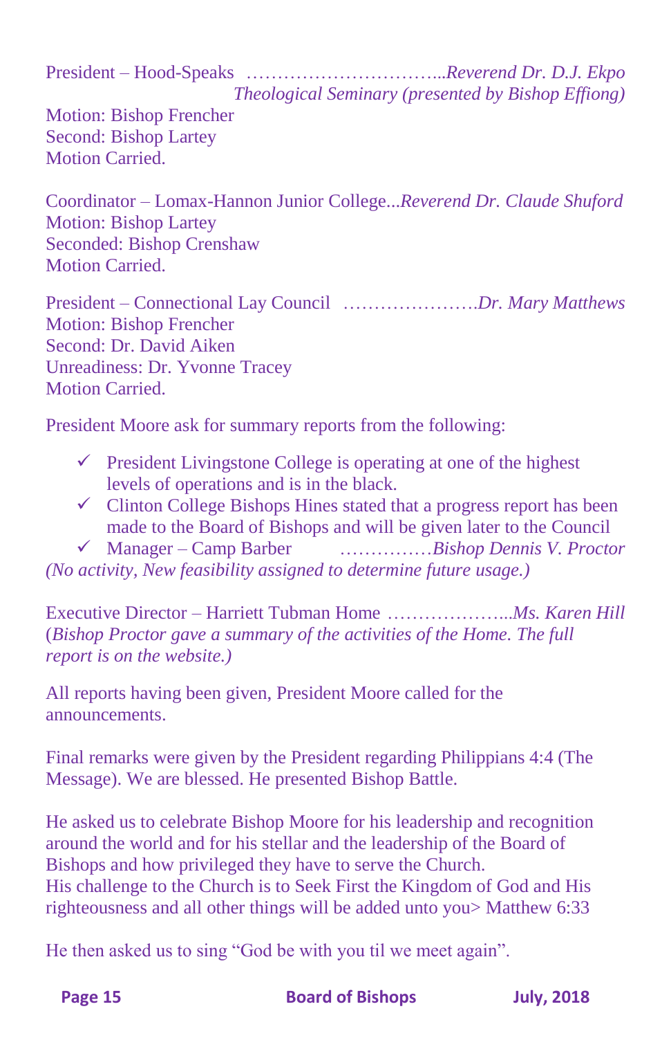President – Hood-Speaks ……………………………..*Reverend Dr. D.J. Ekpo Theological Seminary (presented by Bishop Effiong)*
Motion: Bishop Frencher
Second: Bishop Lartey
Motion Carried.

Coordinator – Lomax-Hannon Junior College...*Reverend Dr. Claude Shuford*
Motion: Bishop Lartey
Seconded: Bishop Crenshaw
Motion Carried.

President – Connectional Lay Council ………………….*Dr. Mary Matthews*
Motion: Bishop Frencher
Second: Dr. David Aiken
Unreadiness: Dr. Yvonne Tracey
Motion Carried.

President Moore ask for summary reports from the following:

- ✓ President Livingstone College is operating at one of the highest levels of operations and is in the black.
- ✓ Clinton College Bishops Hines stated that a progress report has been made to the Board of Bishops and will be given later to the Council
- ✓ Manager – Camp Barber ……………*Bishop Dennis V. Proctor*

*(No activity, New feasibility assigned to determine future usage.)*

Executive Director – Harriett Tubman Home ………………...*Ms. Karen Hill*
(*Bishop Proctor gave a summary of the activities of the Home. The full report is on the website.)*

All reports having been given, President Moore called for the announcements.

Final remarks were given by the President regarding Philippians 4:4 (The Message). We are blessed. He presented Bishop Battle.

He asked us to celebrate Bishop Moore for his leadership and recognition around the world and for his stellar and the leadership of the Board of Bishops and how privileged they have to serve the Church.
His challenge to the Church is to Seek First the Kingdom of God and His righteousness and all other things will be added unto you> Matthew 6:33

He then asked us to sing "God be with you til we meet again".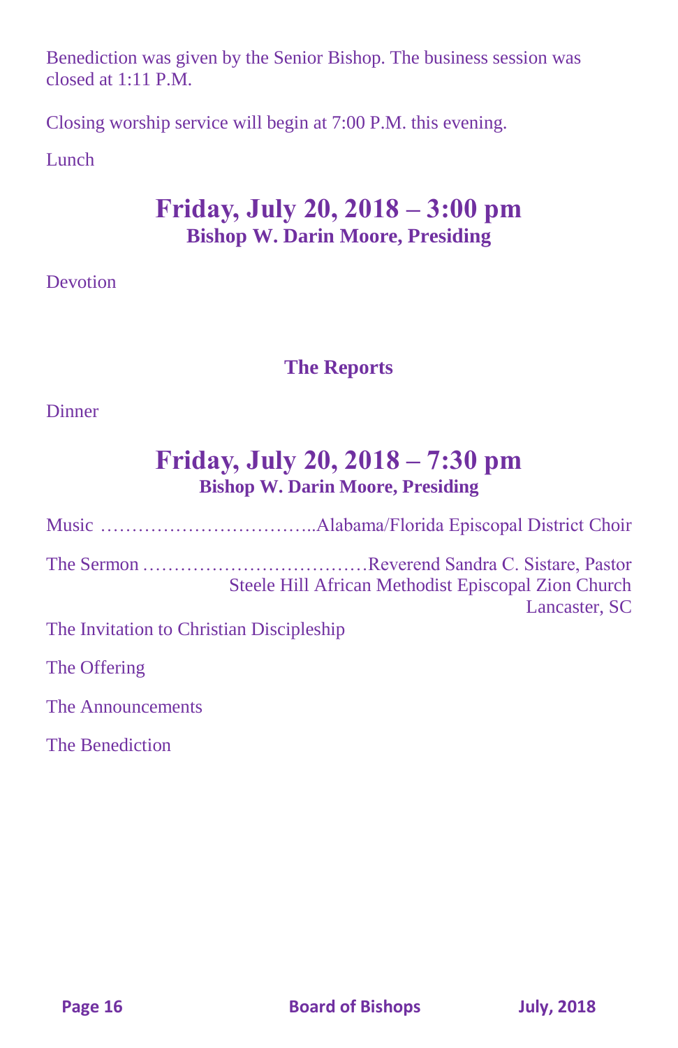Benediction was given by the Senior Bishop. The business session was closed at 1:11 P.M.

Closing worship service will begin at 7:00 P.M. this evening.

Lunch

## Friday, July 20, 2018 – 3:00 pm

**Bishop W. Darin Moore, Presiding**

Devotion

**The Reports**

Dinner

## Friday, July 20, 2018 – 7:30 pm

**Bishop W. Darin Moore, Presiding**

Music ……………………………..Alabama/Florida Episcopal District Choir

The Sermon ………………………………Reverend Sandra C. Sistare, Pastor
Steele Hill African Methodist Episcopal Zion Church
Lancaster, SC

The Invitation to Christian Discipleship

The Offering

The Announcements

The Benediction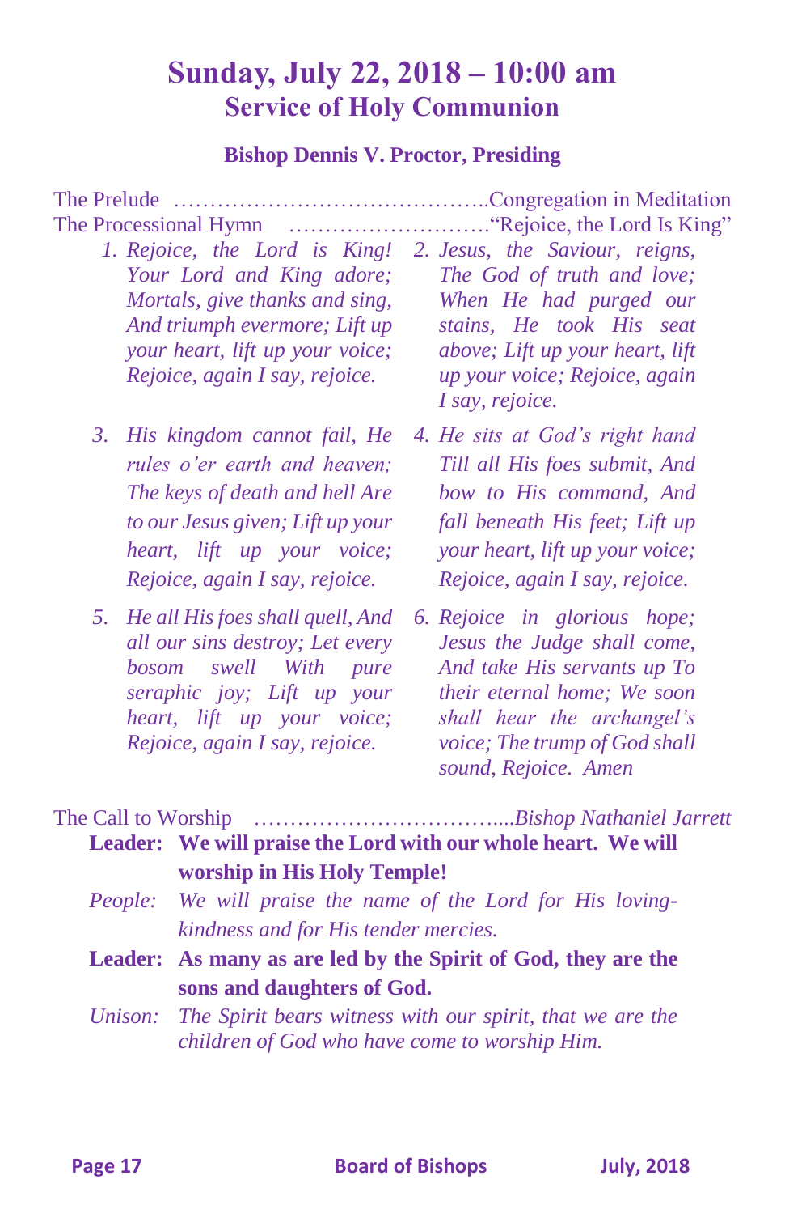# Sunday, July 22, 2018 – 10:00 am
## Service of Holy Communion

**Bishop Dennis V. Proctor, Presiding**

The Prelude ……………………………………..Congregation in Meditation

The Processional Hymn ……………………….“Rejoice, the Lord Is King”

1. *Rejoice, the Lord is King! Your Lord and King adore; Mortals, give thanks and sing, And triumph evermore; Lift up your heart, lift up your voice; Rejoice, again I say, rejoice.*
2. *Jesus, the Saviour, reigns, The God of truth and love; When He had purged our stains, He took His seat above; Lift up your heart, lift up your voice; Rejoice, again I say, rejoice.*
3. *His kingdom cannot fail, He rules o'er earth and heaven; The keys of death and hell Are to our Jesus given; Lift up your heart, lift up your voice; Rejoice, again I say, rejoice.*
4. *He sits at God's right hand Till all His foes submit, And bow to His command, And fall beneath His feet; Lift up your heart, lift up your voice; Rejoice, again I say, rejoice.*
5. *He all His foes shall quell, And all our sins destroy; Let every bosom swell With pure seraphic joy; Lift up your heart, lift up your voice; Rejoice, again I say, rejoice.*
6. *Rejoice in glorious hope; Jesus the Judge shall come, And take His servants up To their eternal home; We soon shall hear the archangel's voice; The trump of God shall sound, Rejoice. Amen*

The Call to Worship …………………………….....*Bishop Nathaniel Jarrett*

**Leader: We will praise the Lord with our whole heart. We will worship in His Holy Temple!**

*People: We will praise the name of the Lord for His loving-kindness and for His tender mercies.*

**Leader: As many as are led by the Spirit of God, they are the sons and daughters of God.**

*Unison: The Spirit bears witness with our spirit, that we are the children of God who have come to worship Him.*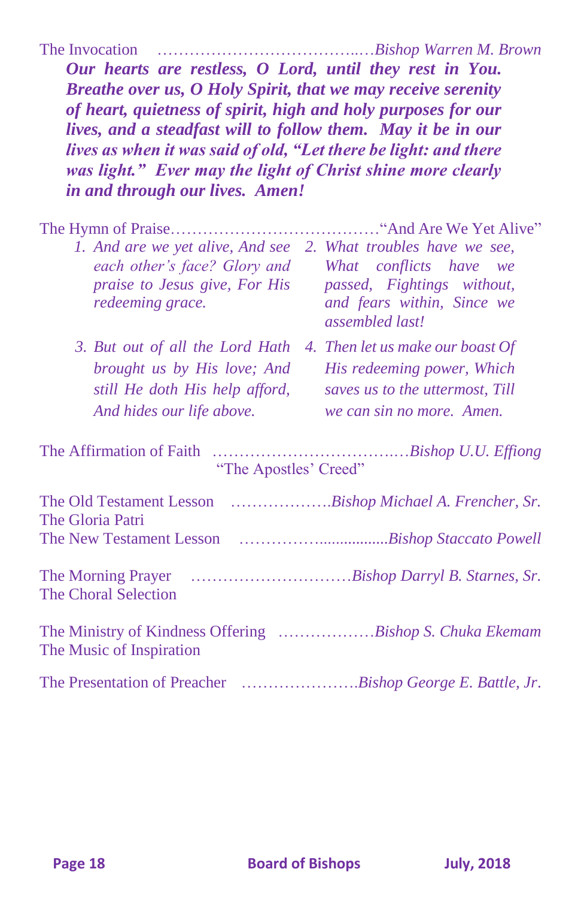The Invocation ……………………………..…*Bishop Warren M. Brown*

***Our hearts are restless, O Lord, until they rest in You. Breathe over us, O Holy Spirit, that we may receive serenity of heart, quietness of spirit, high and holy purposes for our lives, and a steadfast will to follow them. May it be in our lives as when it was said of old, "Let there be light: and there was light." Ever may the light of Christ shine more clearly in and through our lives. Amen!***

The Hymn of Praise………………………………"And Are We Yet Alive"

1. *And are we yet alive, And see each other's face? Glory and praise to Jesus give, For His redeeming grace.*
2. *What troubles have we see, What conflicts have we passed, Fightings without, and fears within, Since we assembled last!*
3. *But out of all the Lord Hath brought us by His love; And still He doth His help afford, And hides our life above.*
4. *Then let us make our boast Of His redeeming power, Which saves us to the uttermost, Till we can sin no more. Amen.*

The Affirmation of Faith ……………………………..…*Bishop U.U. Effiong*
"The Apostles' Creed"

The Old Testament Lesson ……………….*Bishop Michael A. Frencher, Sr.*
The Gloria Patri
The New Testament Lesson ……………................*Bishop Staccato Powell*

The Morning Prayer …………………………*Bishop Darryl B. Starnes, Sr.*
The Choral Selection

The Ministry of Kindness Offering ………………*Bishop S. Chuka Ekemam*
The Music of Inspiration

The Presentation of Preacher ………………….*Bishop George E. Battle, Jr.*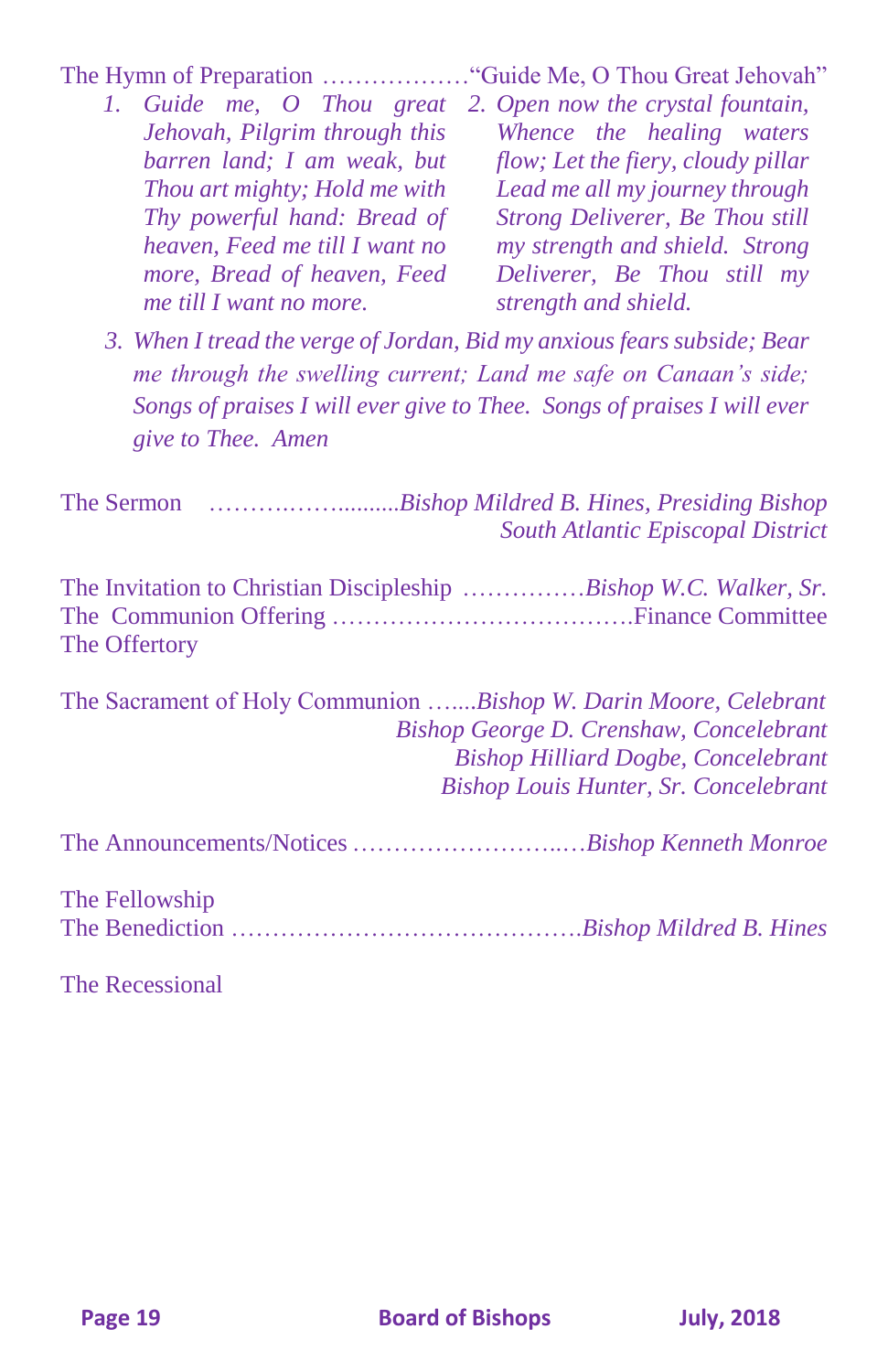The Hymn of Preparation ………………"Guide Me, O Thou Great Jehovah"

1. *Guide me, O Thou great Jehovah, Pilgrim through this barren land; I am weak, but Thou art mighty; Hold me with Thy powerful hand: Bread of heaven, Feed me till I want no more, Bread of heaven, Feed me till I want no more.*
2. *Open now the crystal fountain, Whence the healing waters flow; Let the fiery, cloudy pillar Lead me all my journey through Strong Deliverer, Be Thou still my strength and shield. Strong Deliverer, Be Thou still my strength and shield.*
3. *When I tread the verge of Jordan, Bid my anxious fears subside; Bear me through the swelling current; Land me safe on Canaan's side; Songs of praises I will ever give to Thee. Songs of praises I will ever give to Thee. Amen*

The Sermon ………….……..........*Bishop Mildred B. Hines, Presiding Bishop South Atlantic Episcopal District*

The Invitation to Christian Discipleship ……………*Bishop W.C. Walker, Sr.*
The Communion Offering ……………………………….Finance Committee
The Offertory

The Sacrament of Holy Communion …....*Bishop W. Darin Moore, Celebrant*
*Bishop George D. Crenshaw, Concelebrant*
*Bishop Hilliard Dogbe, Concelebrant*
*Bishop Louis Hunter, Sr. Concelebrant*

The Announcements/Notices ……………………..…*Bishop Kenneth Monroe*

The Fellowship
The Benediction …………………………………….*Bishop Mildred B. Hines*

The Recessional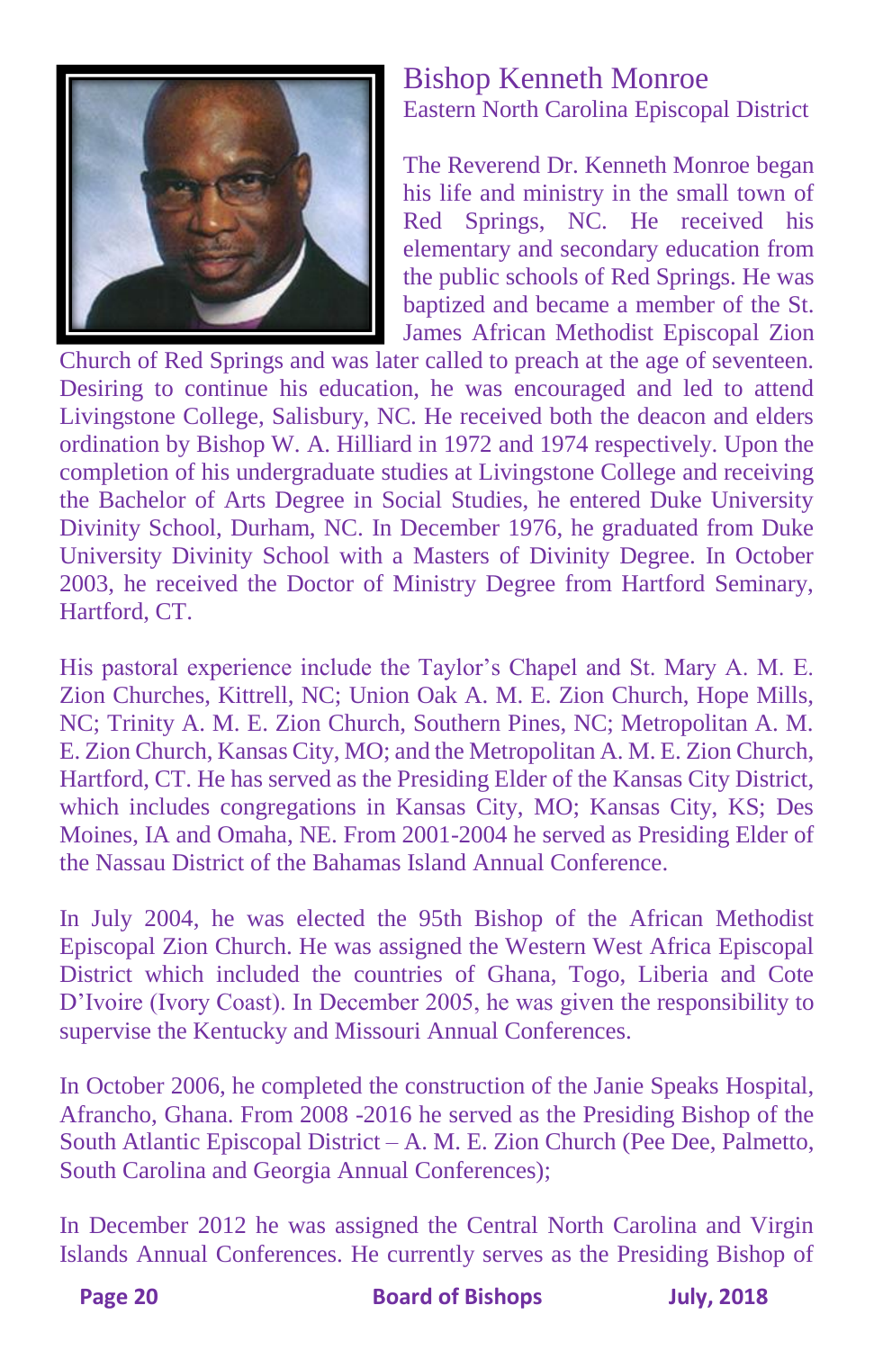## Bishop Kenneth Monroe

Eastern North Carolina Episcopal District

The Reverend Dr. Kenneth Monroe began his life and ministry in the small town of Red Springs, NC. He received his elementary and secondary education from the public schools of Red Springs. He was baptized and became a member of the St. James African Methodist Episcopal Zion Church of Red Springs and was later called to preach at the age of seventeen. Desiring to continue his education, he was encouraged and led to attend Livingstone College, Salisbury, NC. He received both the deacon and elders ordination by Bishop W. A. Hilliard in 1972 and 1974 respectively. Upon the completion of his undergraduate studies at Livingstone College and receiving the Bachelor of Arts Degree in Social Studies, he entered Duke University Divinity School, Durham, NC. In December 1976, he graduated from Duke University Divinity School with a Masters of Divinity Degree. In October 2003, he received the Doctor of Ministry Degree from Hartford Seminary, Hartford, CT.

His pastoral experience include the Taylor's Chapel and St. Mary A. M. E. Zion Churches, Kittrell, NC; Union Oak A. M. E. Zion Church, Hope Mills, NC; Trinity A. M. E. Zion Church, Southern Pines, NC; Metropolitan A. M. E. Zion Church, Kansas City, MO; and the Metropolitan A. M. E. Zion Church, Hartford, CT. He has served as the Presiding Elder of the Kansas City District, which includes congregations in Kansas City, MO; Kansas City, KS; Des Moines, IA and Omaha, NE. From 2001-2004 he served as Presiding Elder of the Nassau District of the Bahamas Island Annual Conference.

In July 2004, he was elected the 95th Bishop of the African Methodist Episcopal Zion Church. He was assigned the Western West Africa Episcopal District which included the countries of Ghana, Togo, Liberia and Cote D'Ivoire (Ivory Coast). In December 2005, he was given the responsibility to supervise the Kentucky and Missouri Annual Conferences.

In October 2006, he completed the construction of the Janie Speaks Hospital, Afrancho, Ghana. From 2008 -2016 he served as the Presiding Bishop of the South Atlantic Episcopal District – A. M. E. Zion Church (Pee Dee, Palmetto, South Carolina and Georgia Annual Conferences);

In December 2012 he was assigned the Central North Carolina and Virgin Islands Annual Conferences. He currently serves as the Presiding Bishop of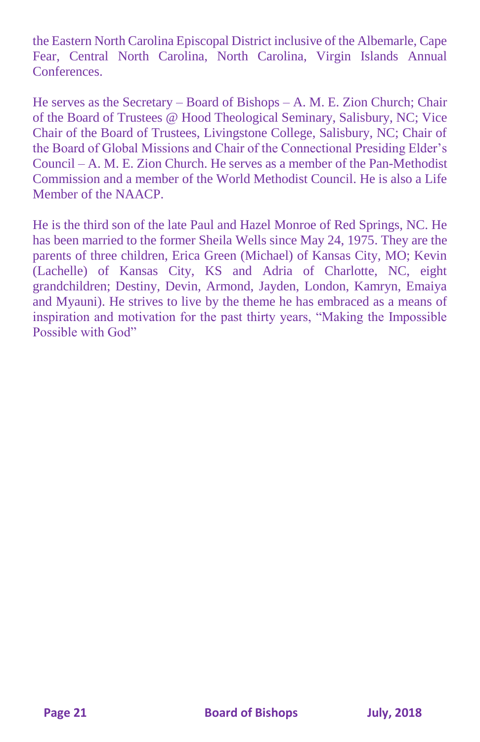the Eastern North Carolina Episcopal District inclusive of the Albemarle, Cape Fear, Central North Carolina, North Carolina, Virgin Islands Annual Conferences.

He serves as the Secretary – Board of Bishops – A. M. E. Zion Church; Chair of the Board of Trustees @ Hood Theological Seminary, Salisbury, NC; Vice Chair of the Board of Trustees, Livingstone College, Salisbury, NC; Chair of the Board of Global Missions and Chair of the Connectional Presiding Elder's Council – A. M. E. Zion Church. He serves as a member of the Pan-Methodist Commission and a member of the World Methodist Council. He is also a Life Member of the NAACP.

He is the third son of the late Paul and Hazel Monroe of Red Springs, NC. He has been married to the former Sheila Wells since May 24, 1975. They are the parents of three children, Erica Green (Michael) of Kansas City, MO; Kevin (Lachelle) of Kansas City, KS and Adria of Charlotte, NC, eight grandchildren; Destiny, Devin, Armond, Jayden, London, Kamryn, Emaiya and Myauni). He strives to live by the theme he has embraced as a means of inspiration and motivation for the past thirty years, "Making the Impossible Possible with God"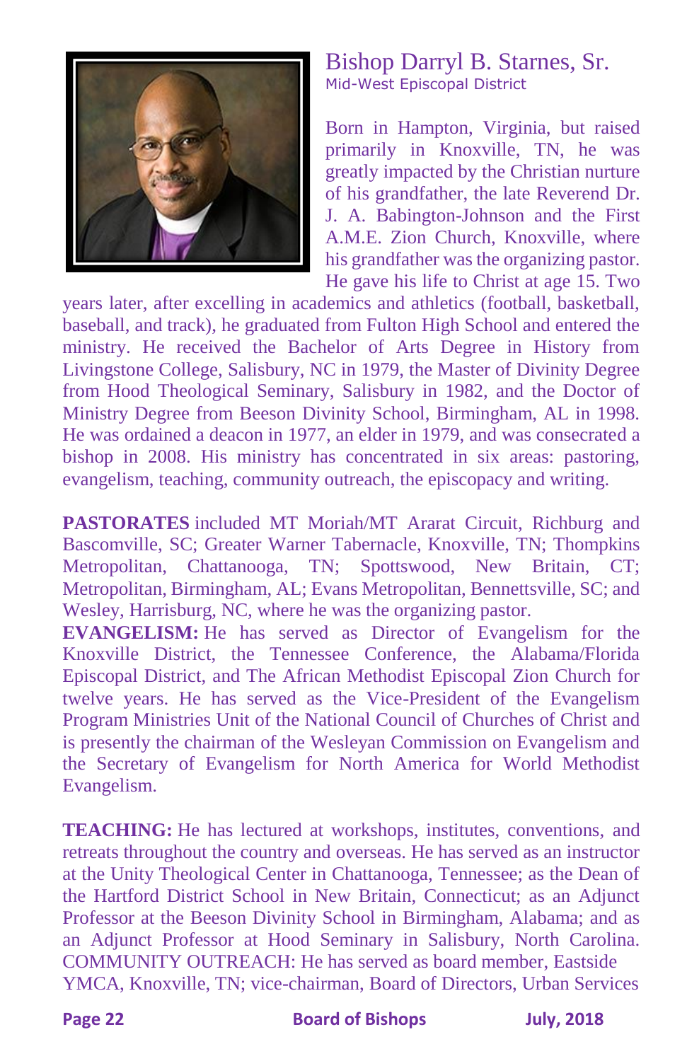# Bishop Darryl B. Starnes, Sr.

Mid-West Episcopal District

Born in Hampton, Virginia, but raised primarily in Knoxville, TN, he was greatly impacted by the Christian nurture of his grandfather, the late Reverend Dr. J. A. Babington-Johnson and the First A.M.E. Zion Church, Knoxville, where his grandfather was the organizing pastor. He gave his life to Christ at age 15. Two years later, after excelling in academics and athletics (football, basketball, baseball, and track), he graduated from Fulton High School and entered the ministry. He received the Bachelor of Arts Degree in History from Livingstone College, Salisbury, NC in 1979, the Master of Divinity Degree from Hood Theological Seminary, Salisbury in 1982, and the Doctor of Ministry Degree from Beeson Divinity School, Birmingham, AL in 1998. He was ordained a deacon in 1977, an elder in 1979, and was consecrated a bishop in 2008. His ministry has concentrated in six areas: pastoring, evangelism, teaching, community outreach, the episcopacy and writing.

**PASTORATES** included MT Moriah/MT Ararat Circuit, Richburg and Bascomville, SC; Greater Warner Tabernacle, Knoxville, TN; Thompkins Metropolitan, Chattanooga, TN; Spottswood, New Britain, CT; Metropolitan, Birmingham, AL; Evans Metropolitan, Bennettsville, SC; and Wesley, Harrisburg, NC, where he was the organizing pastor.

**EVANGELISM:** He has served as Director of Evangelism for the Knoxville District, the Tennessee Conference, the Alabama/Florida Episcopal District, and The African Methodist Episcopal Zion Church for twelve years. He has served as the Vice-President of the Evangelism Program Ministries Unit of the National Council of Churches of Christ and is presently the chairman of the Wesleyan Commission on Evangelism and the Secretary of Evangelism for North America for World Methodist Evangelism.

**TEACHING:** He has lectured at workshops, institutes, conventions, and retreats throughout the country and overseas. He has served as an instructor at the Unity Theological Center in Chattanooga, Tennessee; as the Dean of the Hartford District School in New Britain, Connecticut; as an Adjunct Professor at the Beeson Divinity School in Birmingham, Alabama; and as an Adjunct Professor at Hood Seminary in Salisbury, North Carolina. COMMUNITY OUTREACH: He has served as board member, Eastside YMCA, Knoxville, TN; vice-chairman, Board of Directors, Urban Services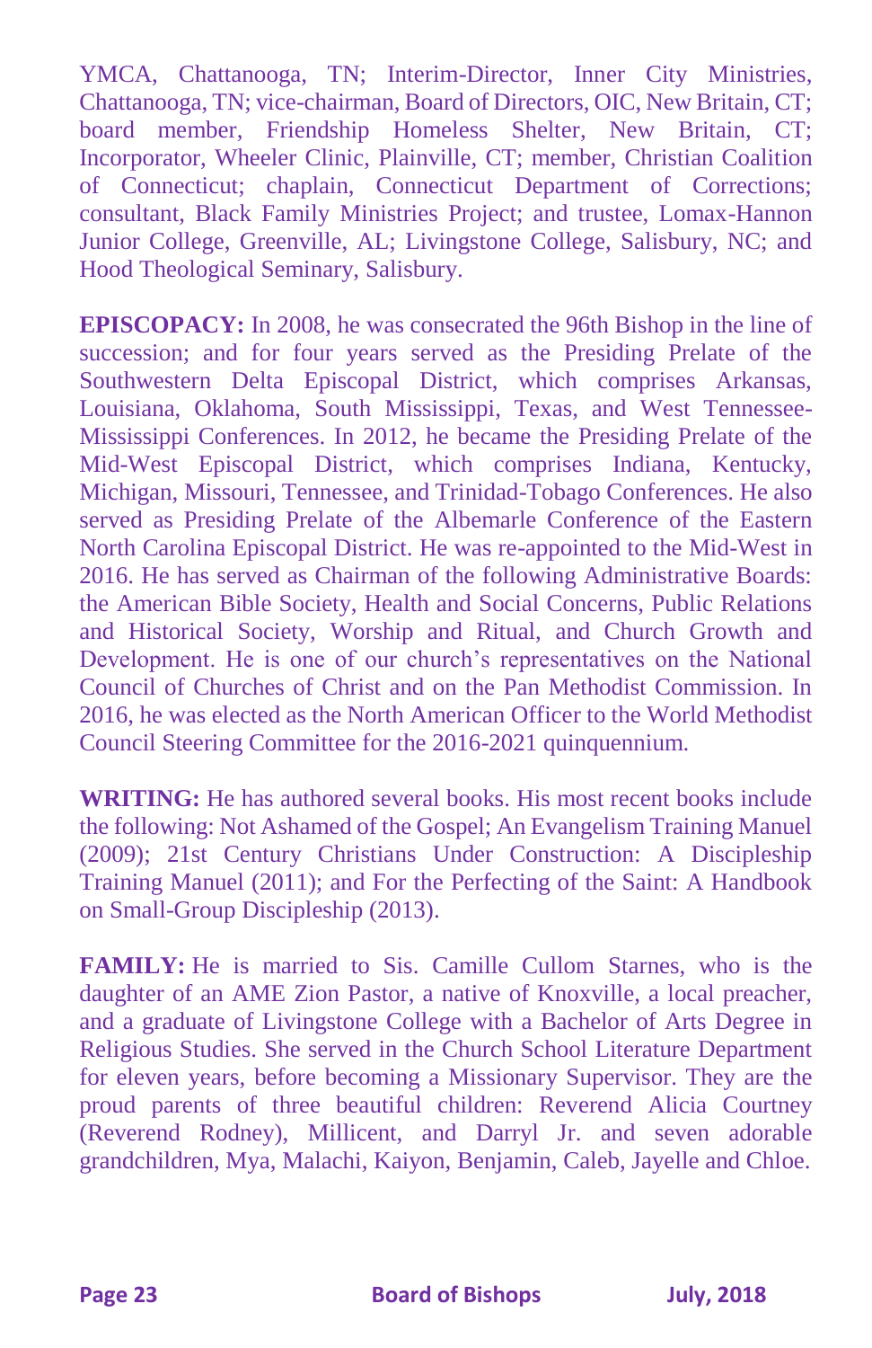YMCA, Chattanooga, TN; Interim-Director, Inner City Ministries, Chattanooga, TN; vice-chairman, Board of Directors, OIC, New Britain, CT; board member, Friendship Homeless Shelter, New Britain, CT; Incorporator, Wheeler Clinic, Plainville, CT; member, Christian Coalition of Connecticut; chaplain, Connecticut Department of Corrections; consultant, Black Family Ministries Project; and trustee, Lomax-Hannon Junior College, Greenville, AL; Livingstone College, Salisbury, NC; and Hood Theological Seminary, Salisbury.

**EPISCOPACY:** In 2008, he was consecrated the 96th Bishop in the line of succession; and for four years served as the Presiding Prelate of the Southwestern Delta Episcopal District, which comprises Arkansas, Louisiana, Oklahoma, South Mississippi, Texas, and West Tennessee-Mississippi Conferences. In 2012, he became the Presiding Prelate of the Mid-West Episcopal District, which comprises Indiana, Kentucky, Michigan, Missouri, Tennessee, and Trinidad-Tobago Conferences. He also served as Presiding Prelate of the Albemarle Conference of the Eastern North Carolina Episcopal District. He was re-appointed to the Mid-West in 2016. He has served as Chairman of the following Administrative Boards: the American Bible Society, Health and Social Concerns, Public Relations and Historical Society, Worship and Ritual, and Church Growth and Development. He is one of our church's representatives on the National Council of Churches of Christ and on the Pan Methodist Commission. In 2016, he was elected as the North American Officer to the World Methodist Council Steering Committee for the 2016-2021 quinquennium.

**WRITING:** He has authored several books. His most recent books include the following: Not Ashamed of the Gospel; An Evangelism Training Manuel (2009); 21st Century Christians Under Construction: A Discipleship Training Manuel (2011); and For the Perfecting of the Saint: A Handbook on Small-Group Discipleship (2013).

**FAMILY:** He is married to Sis. Camille Cullom Starnes, who is the daughter of an AME Zion Pastor, a native of Knoxville, a local preacher, and a graduate of Livingstone College with a Bachelor of Arts Degree in Religious Studies. She served in the Church School Literature Department for eleven years, before becoming a Missionary Supervisor. They are the proud parents of three beautiful children: Reverend Alicia Courtney (Reverend Rodney), Millicent, and Darryl Jr. and seven adorable grandchildren, Mya, Malachi, Kaiyon, Benjamin, Caleb, Jayelle and Chloe.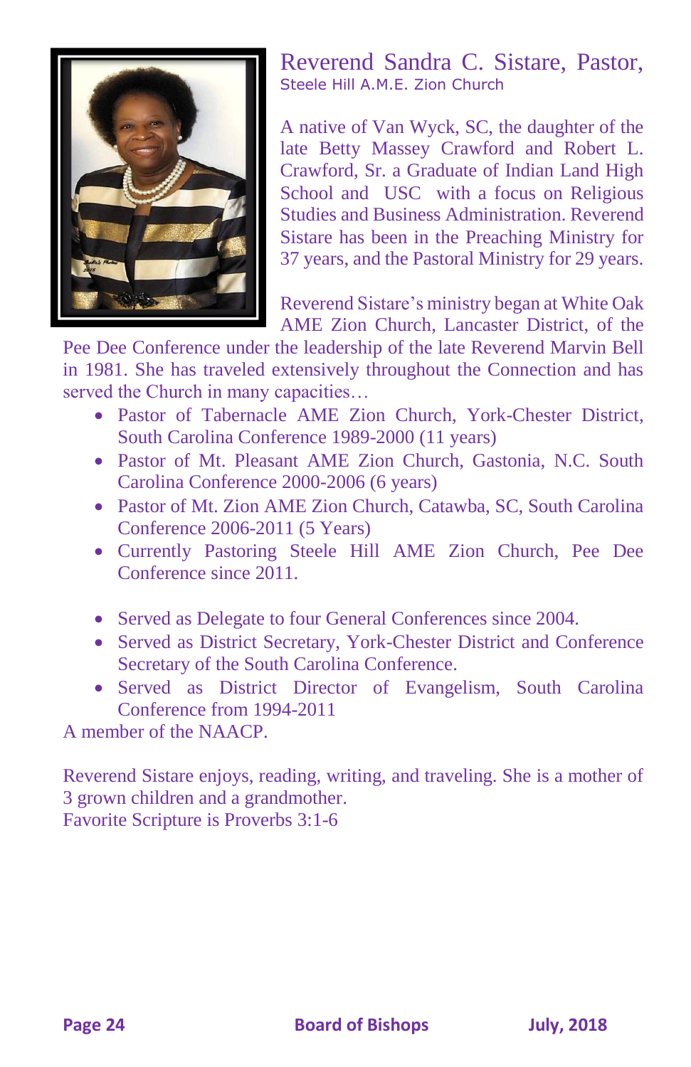# Reverend Sandra C. Sistare, Pastor,

Steele Hill A.M.E. Zion Church

A native of Van Wyck, SC, the daughter of the late Betty Massey Crawford and Robert L. Crawford, Sr. a Graduate of Indian Land High School and USC with a focus on Religious Studies and Business Administration. Reverend Sistare has been in the Preaching Ministry for 37 years, and the Pastoral Ministry for 29 years.

Reverend Sistare's ministry began at White Oak AME Zion Church, Lancaster District, of the Pee Dee Conference under the leadership of the late Reverend Marvin Bell in 1981. She has traveled extensively throughout the Connection and has served the Church in many capacities…

- Pastor of Tabernacle AME Zion Church, York-Chester District, South Carolina Conference 1989-2000 (11 years)
- Pastor of Mt. Pleasant AME Zion Church, Gastonia, N.C. South Carolina Conference 2000-2006 (6 years)
- Pastor of Mt. Zion AME Zion Church, Catawba, SC, South Carolina Conference 2006-2011 (5 Years)
- Currently Pastoring Steele Hill AME Zion Church, Pee Dee Conference since 2011.

- Served as Delegate to four General Conferences since 2004.
- Served as District Secretary, York-Chester District and Conference Secretary of the South Carolina Conference.
- Served as District Director of Evangelism, South Carolina Conference from 1994-2011

A member of the NAACP.

Reverend Sistare enjoys, reading, writing, and traveling. She is a mother of 3 grown children and a grandmother.
Favorite Scripture is Proverbs 3:1-6